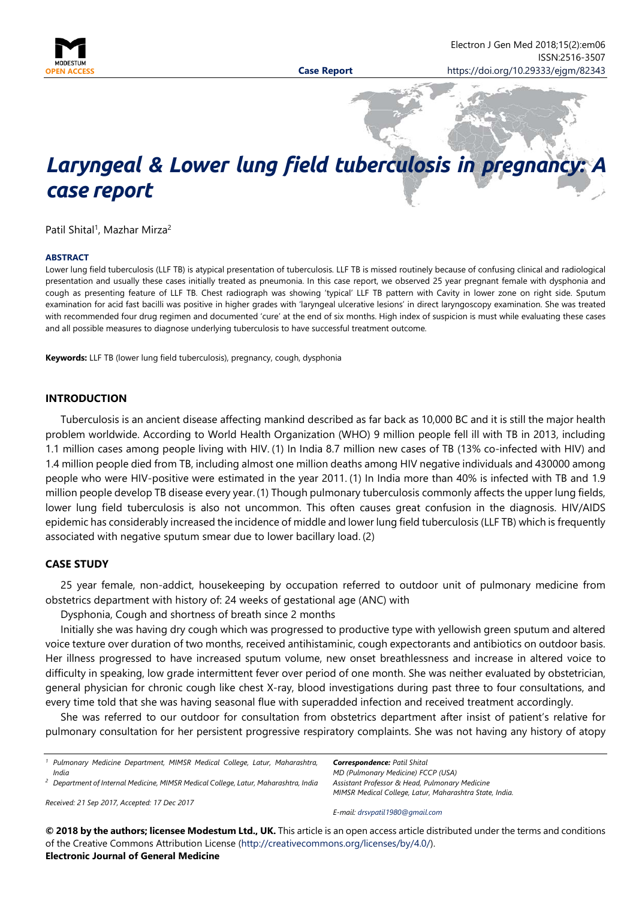# Laryngeal & Lower lung field tuberculosis in pregnancy: A case report

Patil Shital[1], Mazhar Mirza[2]

**ABSTRACT**

Lower lung field tuberculosis (LLF TB) is atypical presentation of tuberculosis. LLF TB is missed routinely because of confusing clinical and radiological presentation and usually these cases initially treated as pneumonia. In this case report, we observed 25 year pregnant female with dysphonia and cough as presenting feature of LLF TB. Chest radiograph was showing 'typical' LLF TB pattern with Cavity in lower zone on right side. Sputum examination for acid fast bacilli was positive in higher grades with 'laryngeal ulcerative lesions' in direct laryngoscopy examination. She was treated with recommended four drug regimen and documented 'cure' at the end of six months. High index of suspicion is must while evaluating these cases and all possible measures to diagnose underlying tuberculosis to have successful treatment outcome.

**Keywords:** LLF TB (lower lung field tuberculosis), pregnancy, cough, dysphonia

## INTRODUCTION

Tuberculosis is an ancient disease affecting mankind described as far back as 10,000 BC and it is still the major health problem worldwide. According to World Health Organization (WHO) 9 million people fell ill with TB in 2013, including 1.1 million cases among people living with HIV. (1) In India 8.7 million new cases of TB (13% co-infected with HIV) and 1.4 million people died from TB, including almost one million deaths among HIV negative individuals and 430000 among people who were HIV-positive were estimated in the year 2011. (1) In India more than 40% is infected with TB and 1.9 million people develop TB disease every year. (1) Though pulmonary tuberculosis commonly affects the upper lung fields, lower lung field tuberculosis is also not uncommon. This often causes great confusion in the diagnosis. HIV/AIDS epidemic has considerably increased the incidence of middle and lower lung field tuberculosis (LLF TB) which is frequently associated with negative sputum smear due to lower bacillary load. (2)

## CASE STUDY

25 year female, non-addict, housekeeping by occupation referred to outdoor unit of pulmonary medicine from obstetrics department with history of: 24 weeks of gestational age (ANC) with

Dysphonia, Cough and shortness of breath since 2 months

Initially she was having dry cough which was progressed to productive type with yellowish green sputum and altered voice texture over duration of two months, received antihistaminic, cough expectorants and antibiotics on outdoor basis. Her illness progressed to have increased sputum volume, new onset breathlessness and increase in altered voice to difficulty in speaking, low grade intermittent fever over period of one month. She was neither evaluated by obstetrician, general physician for chronic cough like chest X-ray, blood investigations during past three to four consultations, and every time told that she was having seasonal flue with superadded infection and received treatment accordingly.

She was referred to our outdoor for consultation from obstetrics department after insist of patient's relative for pulmonary consultation for her persistent progressive respiratory complaints. She was not having any history of atopy

---

[1] Pulmonary Medicine Department, MIMSR Medical College, Latur, Maharashtra, India

[2] Department of Internal Medicine, MIMSR Medical College, Latur, Maharashtra, India

*Received: 21 Sep 2017, Accepted: 17 Dec 2017*

***Correspondence:** Patil Shital*
*MD (Pulmonary Medicine) FCCP (USA)*
*Assistant Professor & Head, Pulmonary Medicine*
*MIMSR Medical College, Latur, Maharashtra State, India.*

*E-mail: drsvpatil1980@gmail.com*

**© 2018 by the authors; licensee Modestum Ltd., UK.** This article is an open access article distributed under the terms and conditions of the Creative Commons Attribution License (http://creativecommons.org/licenses/by/4.0/).
**Electronic Journal of General Medicine**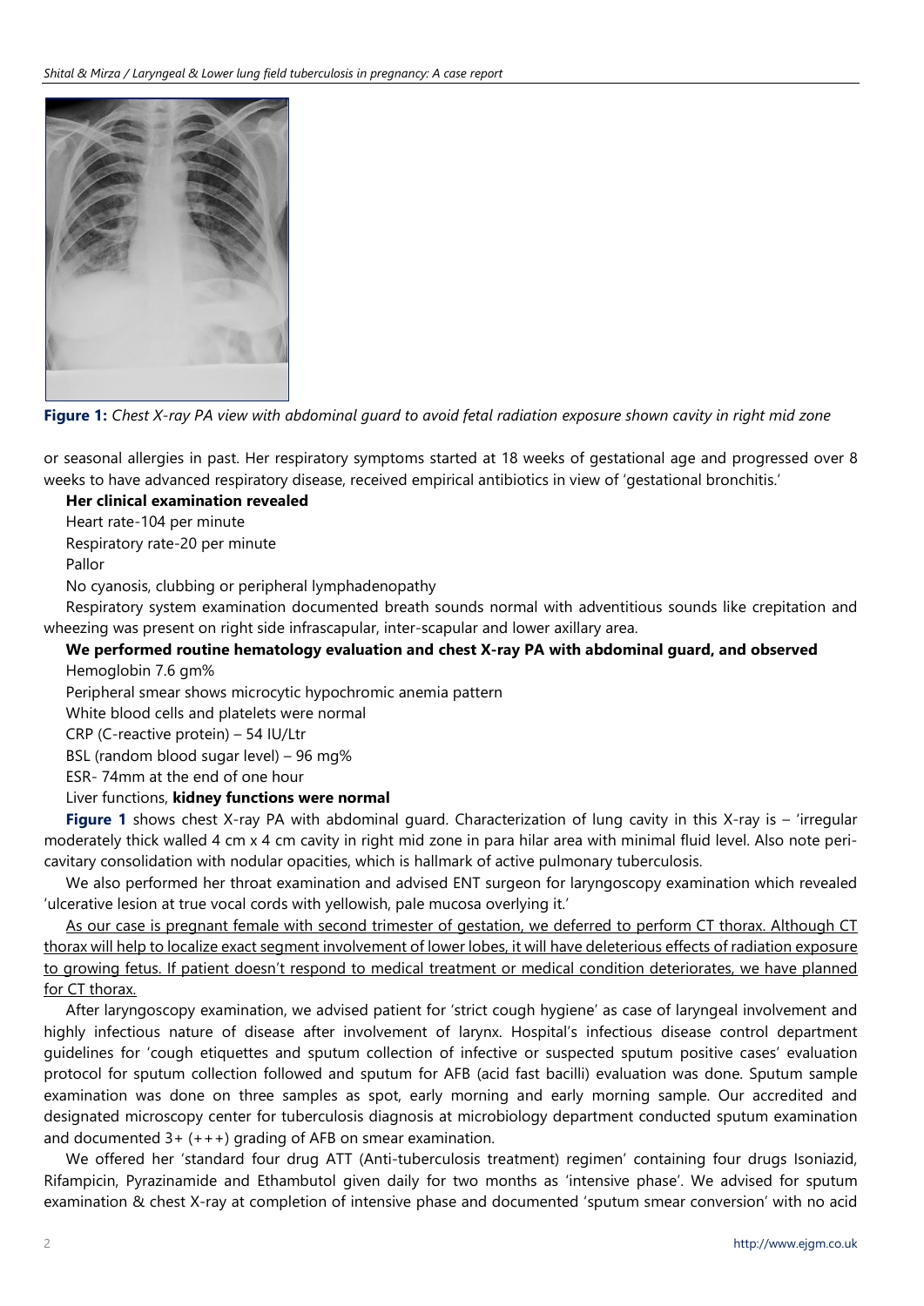**Figure 1:** *Chest X-ray PA view with abdominal guard to avoid fetal radiation exposure shown cavity in right mid zone*

or seasonal allergies in past. Her respiratory symptoms started at 18 weeks of gestational age and progressed over 8 weeks to have advanced respiratory disease, received empirical antibiotics in view of 'gestational bronchitis.'

**Her clinical examination revealed**

Heart rate-104 per minute

Respiratory rate-20 per minute

Pallor

No cyanosis, clubbing or peripheral lymphadenopathy

Respiratory system examination documented breath sounds normal with adventitious sounds like crepitation and wheezing was present on right side infrascapular, inter-scapular and lower axillary area.

**We performed routine hematology evaluation and chest X-ray PA with abdominal guard, and observed**

Hemoglobin 7.6 gm%

Peripheral smear shows microcytic hypochromic anemia pattern

White blood cells and platelets were normal

CRP (C-reactive protein) – 54 IU/Ltr

BSL (random blood sugar level) – 96 mg%

ESR- 74mm at the end of one hour

Liver functions, **kidney functions were normal**

**Figure 1** shows chest X-ray PA with abdominal guard. Characterization of lung cavity in this X-ray is – 'irregular moderately thick walled 4 cm x 4 cm cavity in right mid zone in para hilar area with minimal fluid level. Also note peri-cavitary consolidation with nodular opacities, which is hallmark of active pulmonary tuberculosis.

We also performed her throat examination and advised ENT surgeon for laryngoscopy examination which revealed 'ulcerative lesion at true vocal cords with yellowish, pale mucosa overlying it.'

<u>As our case is pregnant female with second trimester of gestation, we deferred to perform CT thorax. Although CT thorax will help to localize exact segment involvement of lower lobes, it will have deleterious effects of radiation exposure to growing fetus. If patient doesn't respond to medical treatment or medical condition deteriorates, we have planned for CT thorax.</u>

After laryngoscopy examination, we advised patient for 'strict cough hygiene' as case of laryngeal involvement and highly infectious nature of disease after involvement of larynx. Hospital's infectious disease control department guidelines for 'cough etiquettes and sputum collection of infective or suspected sputum positive cases' evaluation protocol for sputum collection followed and sputum for AFB (acid fast bacilli) evaluation was done. Sputum sample examination was done on three samples as spot, early morning and early morning sample. Our accredited and designated microscopy center for tuberculosis diagnosis at microbiology department conducted sputum examination and documented 3+ (+++) grading of AFB on smear examination.

We offered her 'standard four drug ATT (Anti-tuberculosis treatment) regimen' containing four drugs Isoniazid, Rifampicin, Pyrazinamide and Ethambutol given daily for two months as 'intensive phase'. We advised for sputum examination & chest X-ray at completion of intensive phase and documented 'sputum smear conversion' with no acid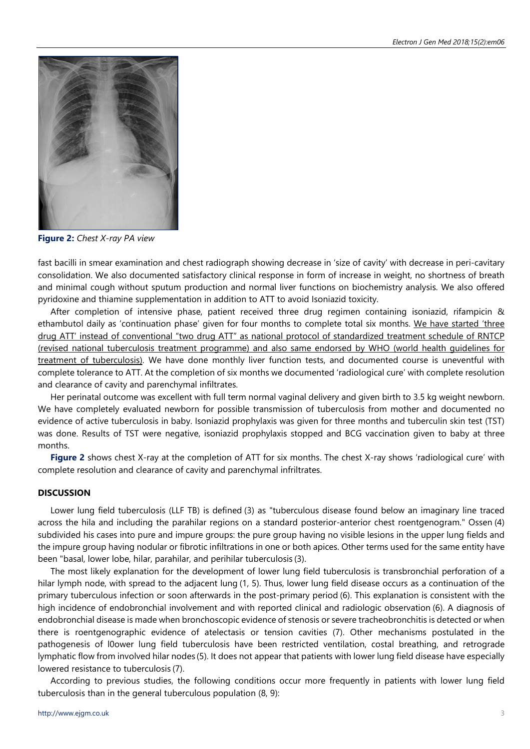**Figure 2:** *Chest X-ray PA view*

fast bacilli in smear examination and chest radiograph showing decrease in 'size of cavity' with decrease in peri-cavitary consolidation. We also documented satisfactory clinical response in form of increase in weight, no shortness of breath and minimal cough without sputum production and normal liver functions on biochemistry analysis. We also offered pyridoxine and thiamine supplementation in addition to ATT to avoid Isoniazid toxicity.

After completion of intensive phase, patient received three drug regimen containing isoniazid, rifampicin & ethambutol daily as 'continuation phase' given for four months to complete total six months. We have started 'three drug ATT' instead of conventional "two drug ATT" as national protocol of standardized treatment schedule of RNTCP (revised national tuberculosis treatment programme) and also same endorsed by WHO (world health guidelines for treatment of tuberculosis). We have done monthly liver function tests, and documented course is uneventful with complete tolerance to ATT. At the completion of six months we documented 'radiological cure' with complete resolution and clearance of cavity and parenchymal infiltrates.

Her perinatal outcome was excellent with full term normal vaginal delivery and given birth to 3.5 kg weight newborn. We have completely evaluated newborn for possible transmission of tuberculosis from mother and documented no evidence of active tuberculosis in baby. Isoniazid prophylaxis was given for three months and tuberculin skin test (TST) was done. Results of TST were negative, isoniazid prophylaxis stopped and BCG vaccination given to baby at three months.

**Figure 2** shows chest X-ray at the completion of ATT for six months. The chest X-ray shows 'radiological cure' with complete resolution and clearance of cavity and parenchymal infriltrates.

## DISCUSSION

Lower lung field tuberculosis (LLF TB) is defined (3) as "tuberculous disease found below an imaginary line traced across the hila and including the parahilar regions on a standard posterior-anterior chest roentgenogram." Ossen (4) subdivided his cases into pure and impure groups: the pure group having no visible lesions in the upper lung fields and the impure group having nodular or fibrotic infiltrations in one or both apices. Other terms used for the same entity have been "basal, lower lobe, hilar, parahilar, and perihilar tuberculosis (3).

The most likely explanation for the development of lower lung field tuberculosis is transbronchial perforation of a hilar lymph node, with spread to the adjacent lung (1, 5). Thus, lower lung field disease occurs as a continuation of the primary tuberculous infection or soon afterwards in the post-primary period (6). This explanation is consistent with the high incidence of endobronchial involvement and with reported clinical and radiologic observation (6). A diagnosis of endobronchial disease is made when bronchoscopic evidence of stenosis or severe tracheobronchitis is detected or when there is roentgenographic evidence of atelectasis or tension cavities (7). Other mechanisms postulated in the pathogenesis of l0ower lung field tuberculosis have been restricted ventilation, costal breathing, and retrograde lymphatic flow from involved hilar nodes (5). It does not appear that patients with lower lung field disease have especially lowered resistance to tuberculosis (7).

According to previous studies, the following conditions occur more frequently in patients with lower lung field tuberculosis than in the general tuberculous population (8, 9):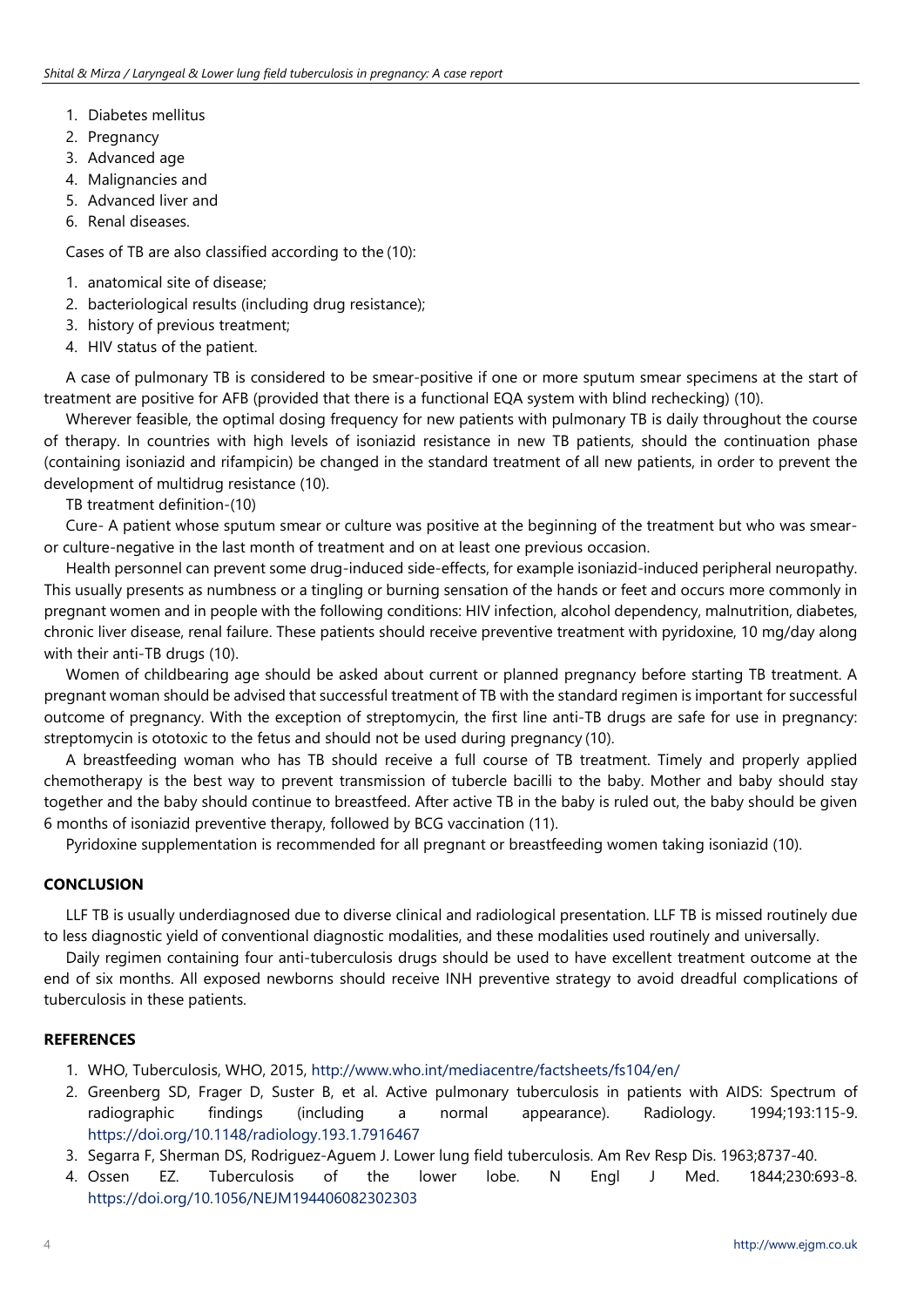1. Diabetes mellitus
2. Pregnancy
3. Advanced age
4. Malignancies and
5. Advanced liver and
6. Renal diseases.

Cases of TB are also classified according to the (10):

1. anatomical site of disease;
2. bacteriological results (including drug resistance);
3. history of previous treatment;
4. HIV status of the patient.

A case of pulmonary TB is considered to be smear-positive if one or more sputum smear specimens at the start of treatment are positive for AFB (provided that there is a functional EQA system with blind rechecking) (10).

Wherever feasible, the optimal dosing frequency for new patients with pulmonary TB is daily throughout the course of therapy. In countries with high levels of isoniazid resistance in new TB patients, should the continuation phase (containing isoniazid and rifampicin) be changed in the standard treatment of all new patients, in order to prevent the development of multidrug resistance (10).

TB treatment definition-(10)

Cure- A patient whose sputum smear or culture was positive at the beginning of the treatment but who was smear- or culture-negative in the last month of treatment and on at least one previous occasion.

Health personnel can prevent some drug-induced side-effects, for example isoniazid-induced peripheral neuropathy. This usually presents as numbness or a tingling or burning sensation of the hands or feet and occurs more commonly in pregnant women and in people with the following conditions: HIV infection, alcohol dependency, malnutrition, diabetes, chronic liver disease, renal failure. These patients should receive preventive treatment with pyridoxine, 10 mg/day along with their anti-TB drugs (10).

Women of childbearing age should be asked about current or planned pregnancy before starting TB treatment. A pregnant woman should be advised that successful treatment of TB with the standard regimen is important for successful outcome of pregnancy. With the exception of streptomycin, the first line anti-TB drugs are safe for use in pregnancy: streptomycin is ototoxic to the fetus and should not be used during pregnancy (10).

A breastfeeding woman who has TB should receive a full course of TB treatment. Timely and properly applied chemotherapy is the best way to prevent transmission of tubercle bacilli to the baby. Mother and baby should stay together and the baby should continue to breastfeed. After active TB in the baby is ruled out, the baby should be given 6 months of isoniazid preventive therapy, followed by BCG vaccination (11).

Pyridoxine supplementation is recommended for all pregnant or breastfeeding women taking isoniazid (10).

## CONCLUSION

LLF TB is usually underdiagnosed due to diverse clinical and radiological presentation. LLF TB is missed routinely due to less diagnostic yield of conventional diagnostic modalities, and these modalities used routinely and universally.

Daily regimen containing four anti-tuberculosis drugs should be used to have excellent treatment outcome at the end of six months. All exposed newborns should receive INH preventive strategy to avoid dreadful complications of tuberculosis in these patients.

## REFERENCES

1. WHO, Tuberculosis, WHO, 2015, http://www.who.int/mediacentre/factsheets/fs104/en/
2. Greenberg SD, Frager D, Suster B, et al. Active pulmonary tuberculosis in patients with AIDS: Spectrum of radiographic findings (including a normal appearance). Radiology. 1994;193:115-9. https://doi.org/10.1148/radiology.193.1.7916467
3. Segarra F, Sherman DS, Rodriguez-Aguem J. Lower lung field tuberculosis. Am Rev Resp Dis. 1963;8737-40.
4. Ossen EZ. Tuberculosis of the lower lobe. N Engl J Med. 1844;230:693-8. https://doi.org/10.1056/NEJM194406082302303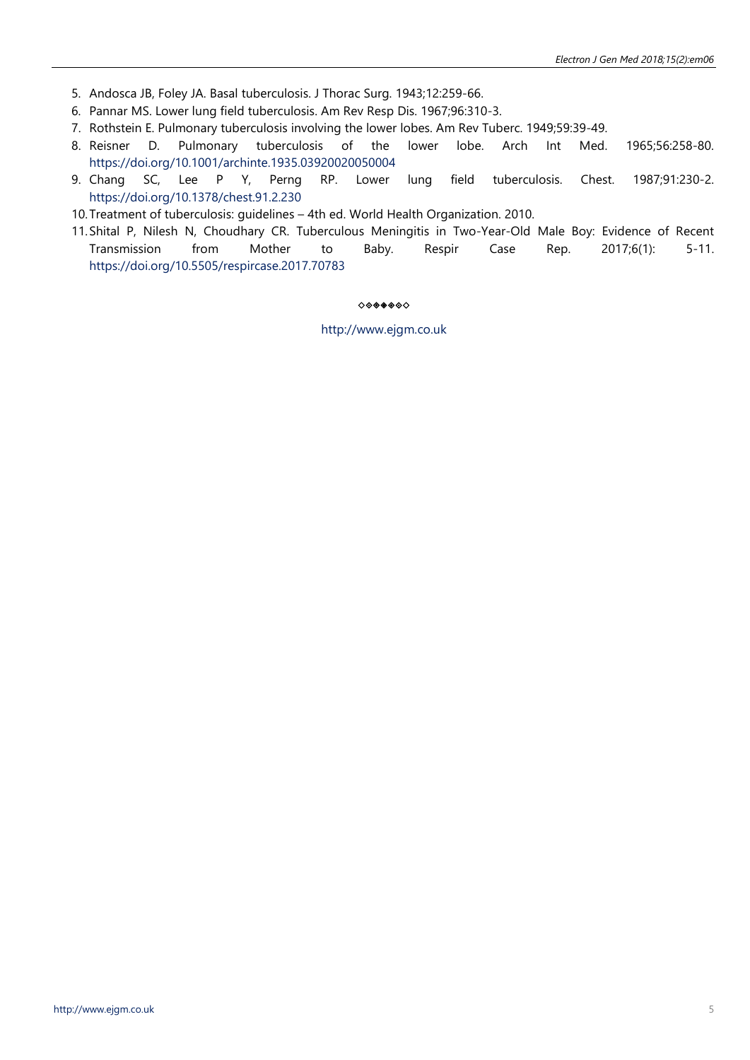5. Andosca JB, Foley JA. Basal tuberculosis. J Thorac Surg. 1943;12:259-66.
6. Pannar MS. Lower lung field tuberculosis. Am Rev Resp Dis. 1967;96:310-3.
7. Rothstein E. Pulmonary tuberculosis involving the lower lobes. Am Rev Tuberc. 1949;59:39-49.
8. Reisner D. Pulmonary tuberculosis of the lower lobe. Arch Int Med. 1965;56:258-80. https://doi.org/10.1001/archinte.1935.03920020050004
9. Chang SC, Lee P Y, Perng RP. Lower lung field tuberculosis. Chest. 1987;91:230-2. https://doi.org/10.1378/chest.91.2.230
10. Treatment of tuberculosis: guidelines – 4th ed. World Health Organization. 2010.
11. Shital P, Nilesh N, Choudhary CR. Tuberculous Meningitis in Two-Year-Old Male Boy: Evidence of Recent Transmission from Mother to Baby. Respir Case Rep. 2017;6(1): 5-11. https://doi.org/10.5505/respircase.2017.70783

◇◈◈◈◈◈◇

http://www.ejgm.co.uk